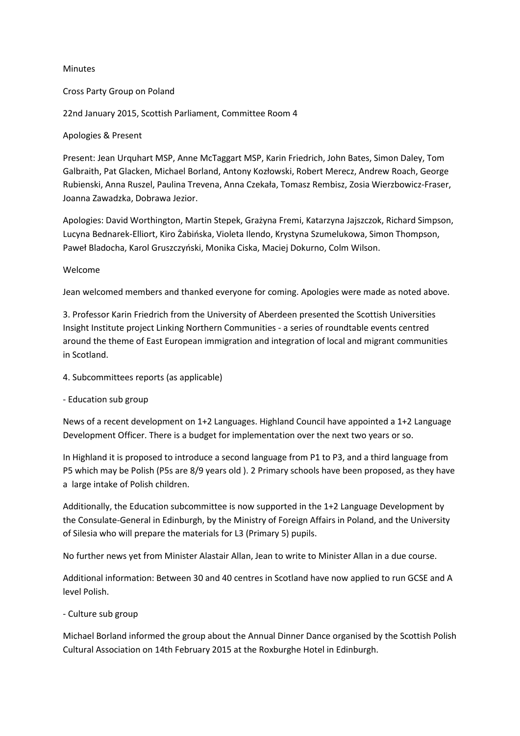Minutes

Cross Party Group on Poland

22nd January 2015, Scottish Parliament, Committee Room 4

Apologies & Present

Present: Jean Urquhart MSP, Anne McTaggart MSP, Karin Friedrich, John Bates, Simon Daley, Tom Galbraith, Pat Glacken, Michael Borland, Antony Kozłowski, Robert Merecz, Andrew Roach, George Rubienski, Anna Ruszel, Paulina Trevena, Anna Czekała, Tomasz Rembisz, Zosia Wierzbowicz-Fraser, Joanna Zawadzka, Dobrawa Jezior.

Apologies: David Worthington, Martin Stepek, Grażyna Fremi, Katarzyna Jajszczok, Richard Simpson, Lucyna Bednarek-Elliort, Kiro Żabińska, Violeta Ilendo, Krystyna Szumelukowa, Simon Thompson, Paweł Bladocha, Karol Gruszczyński, Monika Ciska, Maciej Dokurno, Colm Wilson.

Welcome

Jean welcomed members and thanked everyone for coming. Apologies were made as noted above.

3. Professor Karin Friedrich from the University of Aberdeen presented the Scottish Universities Insight Institute project Linking Northern Communities - a series of roundtable events centred around the theme of East European immigration and integration of local and migrant communities in Scotland.

4. Subcommittees reports (as applicable)

- Education sub group

News of a recent development on 1+2 Languages. Highland Council have appointed a 1+2 Language Development Officer. There is a budget for implementation over the next two years or so.

In Highland it is proposed to introduce a second language from P1 to P3, and a third language from P5 which may be Polish (P5s are 8/9 years old ). 2 Primary schools have been proposed, as they have a large intake of Polish children.

Additionally, the Education subcommittee is now supported in the 1+2 Language Development by the Consulate-General in Edinburgh, by the Ministry of Foreign Affairs in Poland, and the University of Silesia who will prepare the materials for L3 (Primary 5) pupils.

No further news yet from Minister Alastair Allan, Jean to write to Minister Allan in a due course.

Additional information: Between 30 and 40 centres in Scotland have now applied to run GCSE and A level Polish.

- Culture sub group

Michael Borland informed the group about the Annual Dinner Dance organised by the Scottish Polish Cultural Association on 14th February 2015 at the Roxburghe Hotel in Edinburgh.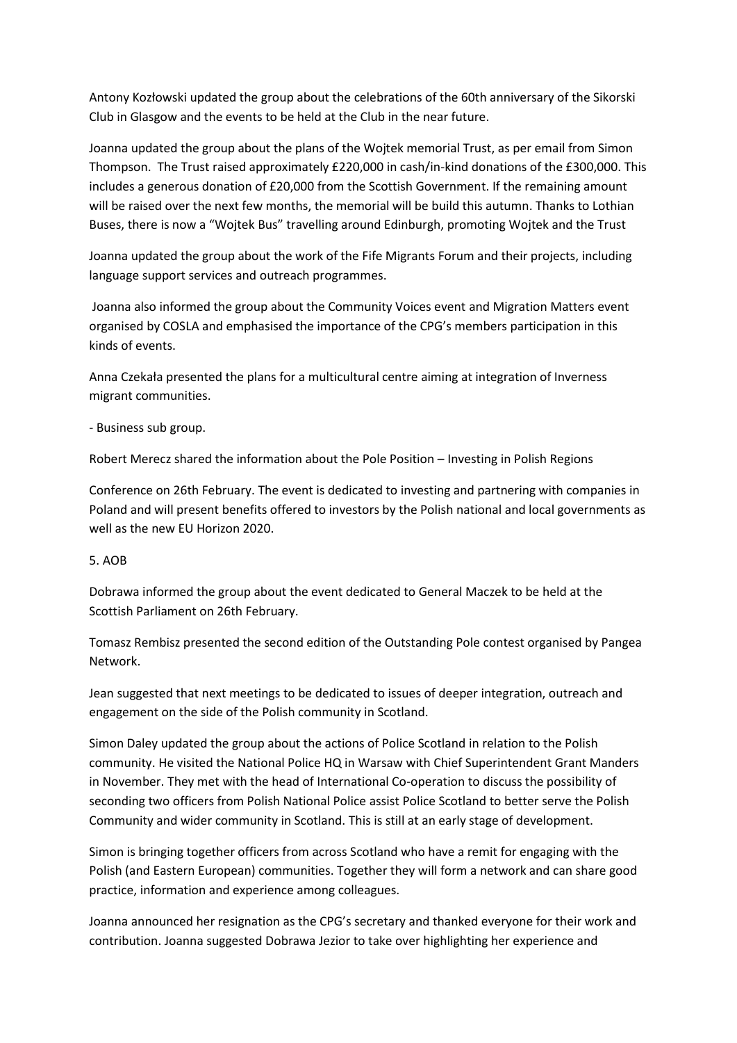Antony Kozłowski updated the group about the celebrations of the 60th anniversary of the Sikorski Club in Glasgow and the events to be held at the Club in the near future.

Joanna updated the group about the plans of the Wojtek memorial Trust, as per email from Simon Thompson. The Trust raised approximately £220,000 in cash/in-kind donations of the £300,000. This includes a generous donation of £20,000 from the Scottish Government. If the remaining amount will be raised over the next few months, the memorial will be build this autumn. Thanks to Lothian Buses, there is now a "Wojtek Bus" travelling around Edinburgh, promoting Wojtek and the Trust

Joanna updated the group about the work of the Fife Migrants Forum and their projects, including language support services and outreach programmes.

Joanna also informed the group about the Community Voices event and Migration Matters event organised by COSLA and emphasised the importance of the CPG's members participation in this kinds of events.

Anna Czekała presented the plans for a multicultural centre aiming at integration of Inverness migrant communities.

- Business sub group.

Robert Merecz shared the information about the Pole Position – Investing in Polish Regions

Conference on 26th February. The event is dedicated to investing and partnering with companies in Poland and will present benefits offered to investors by the Polish national and local governments as well as the new EU Horizon 2020.

5. AOB

Dobrawa informed the group about the event dedicated to General Maczek to be held at the Scottish Parliament on 26th February.

Tomasz Rembisz presented the second edition of the Outstanding Pole contest organised by Pangea Network.

Jean suggested that next meetings to be dedicated to issues of deeper integration, outreach and engagement on the side of the Polish community in Scotland.

Simon Daley updated the group about the actions of Police Scotland in relation to the Polish community. He visited the National Police HQ in Warsaw with Chief Superintendent Grant Manders in November. They met with the head of International Co-operation to discuss the possibility of seconding two officers from Polish National Police assist Police Scotland to better serve the Polish Community and wider community in Scotland. This is still at an early stage of development.

Simon is bringing together officers from across Scotland who have a remit for engaging with the Polish (and Eastern European) communities. Together they will form a network and can share good practice, information and experience among colleagues.

Joanna announced her resignation as the CPG's secretary and thanked everyone for their work and contribution. Joanna suggested Dobrawa Jezior to take over highlighting her experience and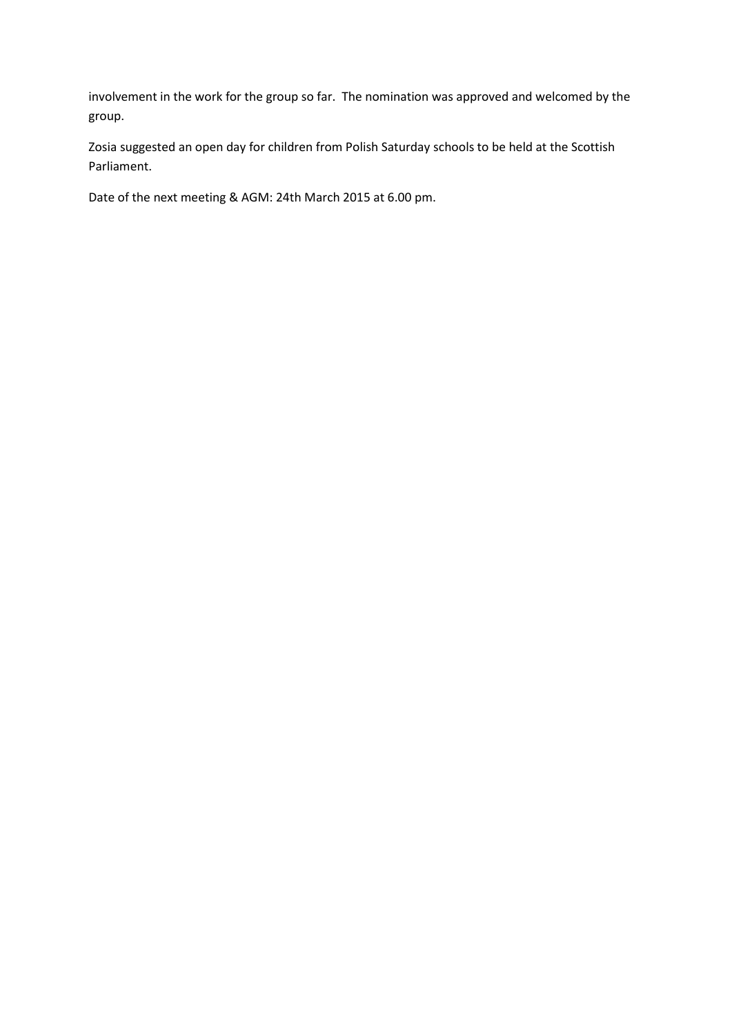involvement in the work for the group so far. The nomination was approved and welcomed by the group.

Zosia suggested an open day for children from Polish Saturday schools to be held at the Scottish Parliament.

Date of the next meeting & AGM: 24th March 2015 at 6.00 pm.